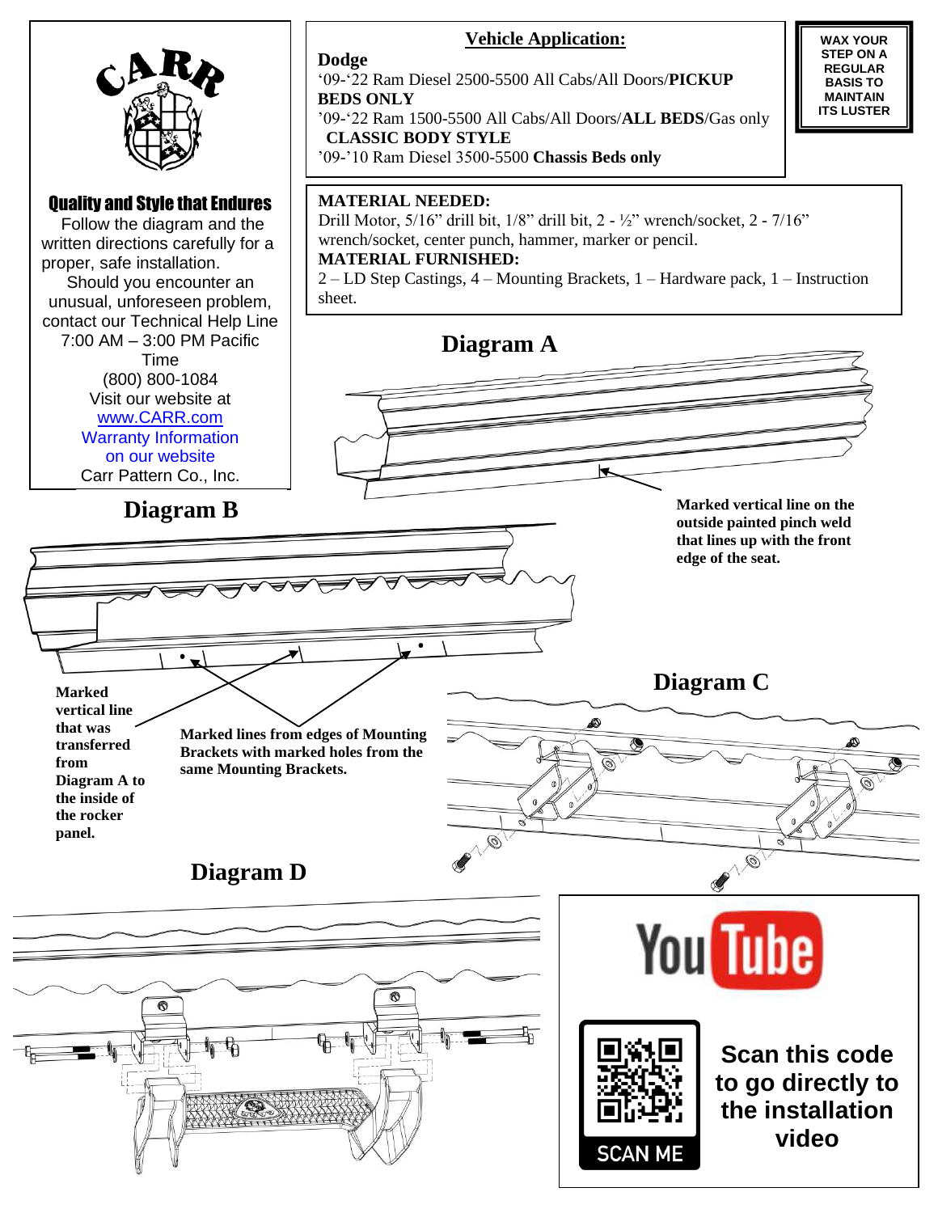CARR

**Quality and Style that Endures**

Follow the diagram and the written directions carefully for a proper, safe installation.

Should you encounter an unusual, unforeseen problem, contact our Technical Help Line 7:00 AM – 3:00 PM Pacific Time

(800) 800-1084

Visit our website at www.CARR.com

Warranty Information on our website

Carr Pattern Co., Inc.

## Vehicle Application:

**Dodge**

'09-'22 Ram Diesel 2500-5500 All Cabs/All Doors/**PICKUP BEDS ONLY**

'09-'22 Ram 1500-5500 All Cabs/All Doors/**ALL BEDS**/Gas only **CLASSIC BODY STYLE**

'09-'10 Ram Diesel 3500-5500 **Chassis Beds only**

**WAX YOUR STEP ON A REGULAR BASIS TO MAINTAIN ITS LUSTER**

**MATERIAL NEEDED:**

Drill Motor, 5/16" drill bit, 1/8" drill bit, 2 - ½" wrench/socket, 2 - 7/16" wrench/socket, center punch, hammer, marker or pencil.

**MATERIAL FURNISHED:**

2 – LD Step Castings, 4 – Mounting Brackets, 1 – Hardware pack, 1 – Instruction sheet.

## Diagram A

**Marked vertical line on the outside painted pinch weld that lines up with the front edge of the seat.**

## Diagram B

**Marked vertical line that was transferred from Diagram A to the inside of the rocker panel.**

**Marked lines from edges of Mounting Brackets with marked holes from the same Mounting Brackets.**

## Diagram C

## Diagram D

You Tube

SCAN ME

**Scan this code to go directly to the installation video**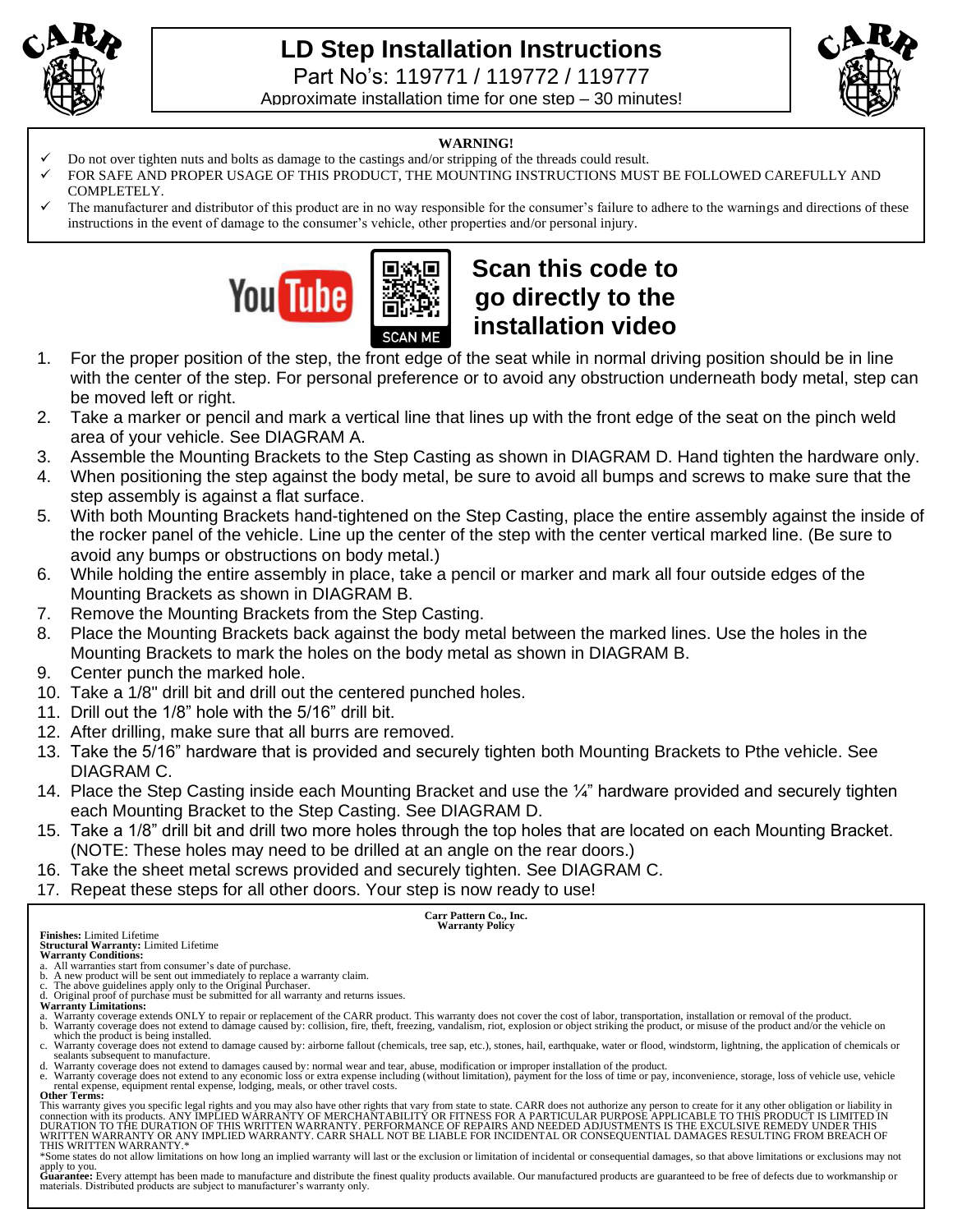# LD Step Installation Instructions

Part No's: 119771 / 119772 / 119777

Approximate installation time for one step – 30 minutes!

**WARNING!**

- ✓ Do not over tighten nuts and bolts as damage to the castings and/or stripping of the threads could result.
- ✓ FOR SAFE AND PROPER USAGE OF THIS PRODUCT, THE MOUNTING INSTRUCTIONS MUST BE FOLLOWED CAREFULLY AND COMPLETELY.
- ✓ The manufacturer and distributor of this product are in no way responsible for the consumer's failure to adhere to the warnings and directions of these instructions in the event of damage to the consumer's vehicle, other properties and/or personal injury.

SCAN ME

**Scan this code to go directly to the installation video**

1. For the proper position of the step, the front edge of the seat while in normal driving position should be in line with the center of the step. For personal preference or to avoid any obstruction underneath body metal, step can be moved left or right.
2. Take a marker or pencil and mark a vertical line that lines up with the front edge of the seat on the pinch weld area of your vehicle. See DIAGRAM A.
3. Assemble the Mounting Brackets to the Step Casting as shown in DIAGRAM D. Hand tighten the hardware only.
4. When positioning the step against the body metal, be sure to avoid all bumps and screws to make sure that the step assembly is against a flat surface.
5. With both Mounting Brackets hand-tightened on the Step Casting, place the entire assembly against the inside of the rocker panel of the vehicle. Line up the center of the step with the center vertical marked line. (Be sure to avoid any bumps or obstructions on body metal.)
6. While holding the entire assembly in place, take a pencil or marker and mark all four outside edges of the Mounting Brackets as shown in DIAGRAM B.
7. Remove the Mounting Brackets from the Step Casting.
8. Place the Mounting Brackets back against the body metal between the marked lines. Use the holes in the Mounting Brackets to mark the holes on the body metal as shown in DIAGRAM B.
9. Center punch the marked hole.
10. Take a 1/8" drill bit and drill out the centered punched holes.
11. Drill out the 1/8" hole with the 5/16" drill bit.
12. After drilling, make sure that all burrs are removed.
13. Take the 5/16" hardware that is provided and securely tighten both Mounting Brackets to Pthe vehicle. See DIAGRAM C.
14. Place the Step Casting inside each Mounting Bracket and use the ¼" hardware provided and securely tighten each Mounting Bracket to the Step Casting. See DIAGRAM D.
15. Take a 1/8" drill bit and drill two more holes through the top holes that are located on each Mounting Bracket. (NOTE: These holes may need to be drilled at an angle on the rear doors.)
16. Take the sheet metal screws provided and securely tighten. See DIAGRAM C.
17. Repeat these steps for all other doors. Your step is now ready to use!

**Carr Pattern Co., Inc.**
**Warranty Policy**

**Finishes:** Limited Lifetime
**Structural Warranty:** Limited Lifetime
**Warranty Conditions:**

a. All warranties start from consumer's date of purchase.
b. A new product will be sent out immediately to replace a warranty claim.
c. The above guidelines apply only to the Original Purchaser.
d. Original proof of purchase must be submitted for all warranty and returns issues.

**Warranty Limitations:**

a. Warranty coverage extends ONLY to repair or replacement of the CARR product. This warranty does not cover the cost of labor, transportation, installation or removal of the product.
b. Warranty coverage does not extend to damage caused by: collision, fire, theft, freezing, vandalism, riot, explosion or object striking the product, or misuse of the product and/or the vehicle on which the product is being installed.
c. Warranty coverage does not extend to damage caused by: airborne fallout (chemicals, tree sap, etc.), stones, hail, earthquake, water or flood, windstorm, lightning, the application of chemicals or sealants subsequent to manufacture.
d. Warranty coverage does not extend to damages caused by: normal wear and tear, abuse, modification or improper installation of the product.
e. Warranty coverage does not extend to any economic loss or extra expense including (without limitation), payment for the loss of time or pay, inconvenience, storage, loss of vehicle use, vehicle rental expense, equipment rental expense, lodging, meals, or other travel costs.

**Other Terms:**

This warranty gives you specific legal rights and you may also have other rights that vary from state to state. CARR does not authorize any person to create for it any other obligation or liability in connection with its products. ANY IMPLIED WARRANTY OF MERCHANTABILITY OR FITNESS FOR A PARTICULAR PURPOSE APPLICABLE TO THIS PRODUCT IS LIMITED IN DURATION TO THE DURATION OF THIS WRITTEN WARRANTY. PERFORMANCE OF REPAIRS AND NEEDED ADJUSTMENTS IS THE EXCULSIVE REMEDY UNDER THIS WRITTEN WARRANTY OR ANY IMPLIED WARRANTY. CARR SHALL NOT BE LIABLE FOR INCIDENTAL OR CONSEQUENTIAL DAMAGES RESULTING FROM BREACH OF THIS WRITTEN WARRANTY.*

*Some states do not allow limitations on how long an implied warranty will last or the exclusion or limitation of incidental or consequential damages, so that above limitations or exclusions may not apply to you.

**Guarantee:** Every attempt has been made to manufacture and distribute the finest quality products available. Our manufactured products are guaranteed to be free of defects due to workmanship or materials. Distributed products are subject to manufacturer's warranty only.